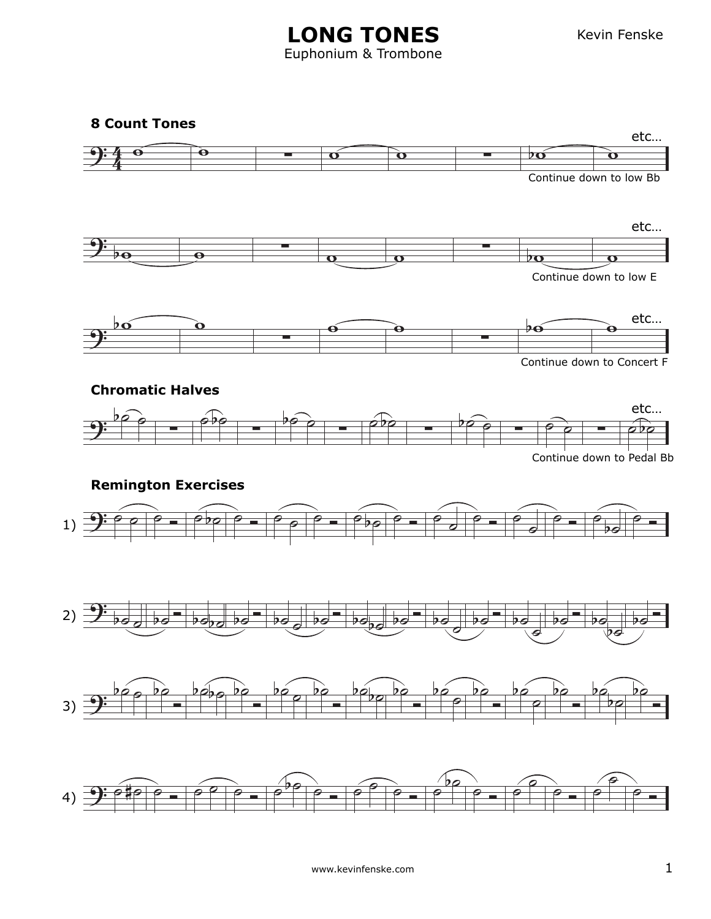# LONG TONES

Euphonium & Trombone

Kevin Fenske

## 8 Count Tones

etc...

Continue down to low Bb

etc...

Continue down to low E

etc...

Continue down to Concert F

## Chromatic Halves

etc...

Continue down to Pedal Bb

## Remington Exercises

1)

2)

3)

4)

www.kevinfenske.com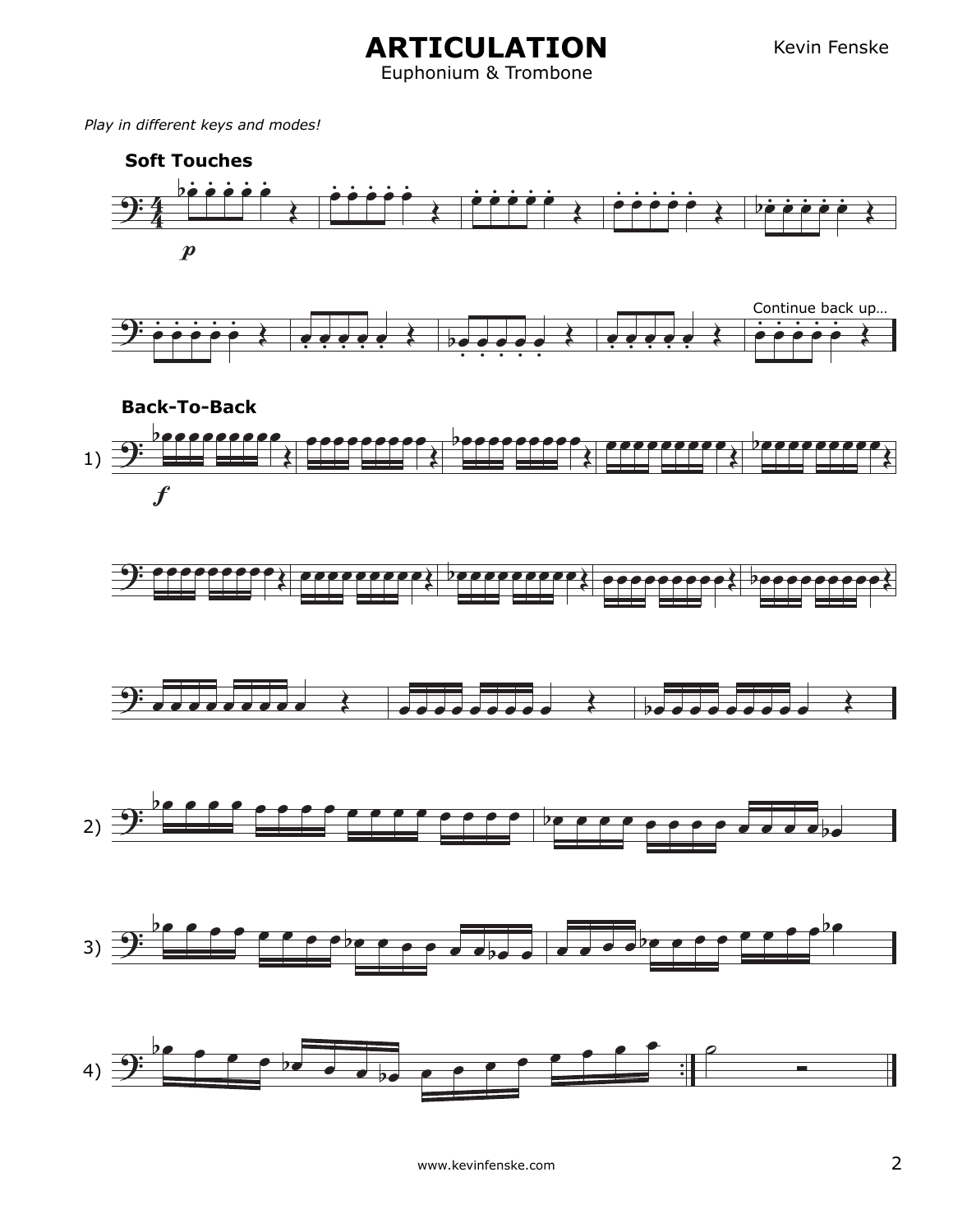# ARTICULATION

Euphonium & Trombone

Kevin Fenske

*Play in different keys and modes!*

**Soft Touches**

*p*

Continue back up…

**Back-To-Back**

1)

*f*

2)

3)

4)

www.kevinfenske.com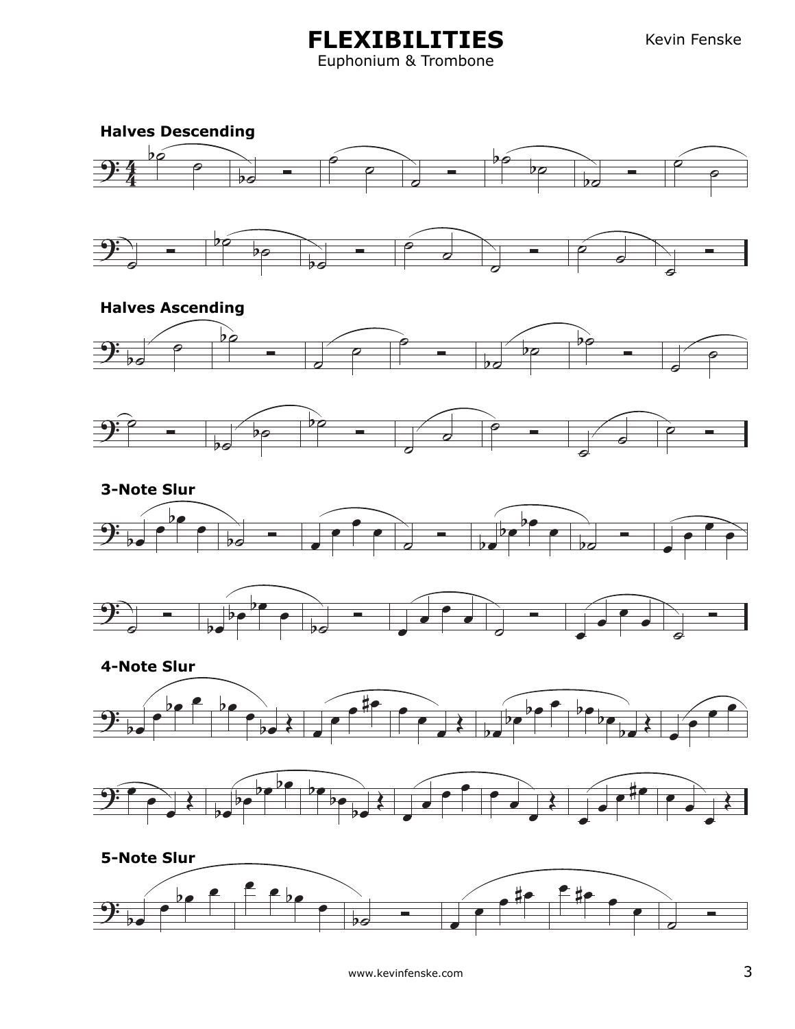# FLEXIBILITIES

Euphonium & Trombone

Kevin Fenske

## Halves Descending

## Halves Ascending

## 3-Note Slur

## 4-Note Slur

## 5-Note Slur

www.kevinfenske.com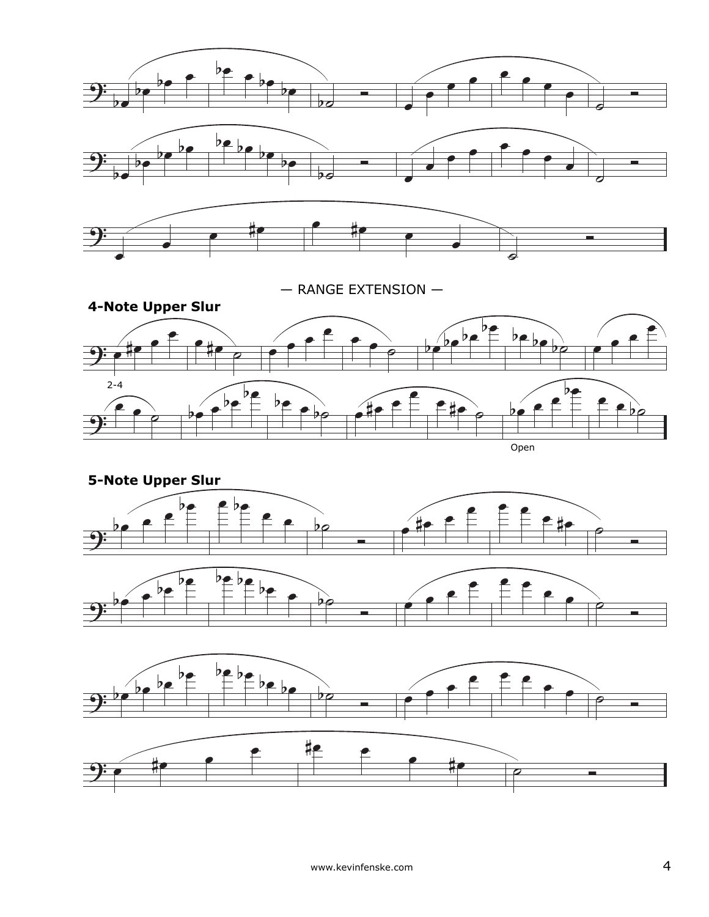— RANGE EXTENSION —

**4-Note Upper Slur**

2-4

Open

**5-Note Upper Slur**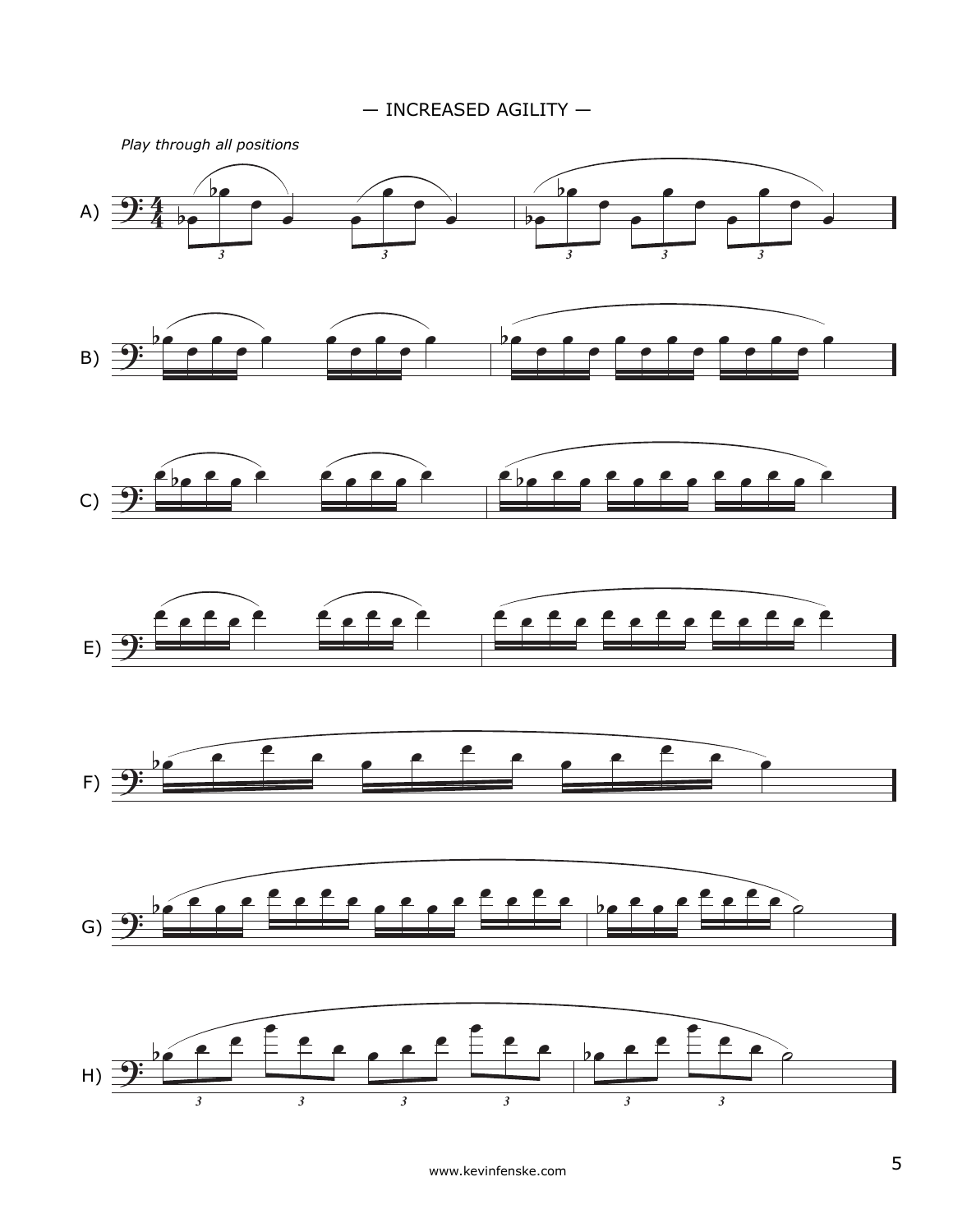— INCREASED AGILITY —

*Play through all positions*

A)

B)

C)

E)

F)

G)

H)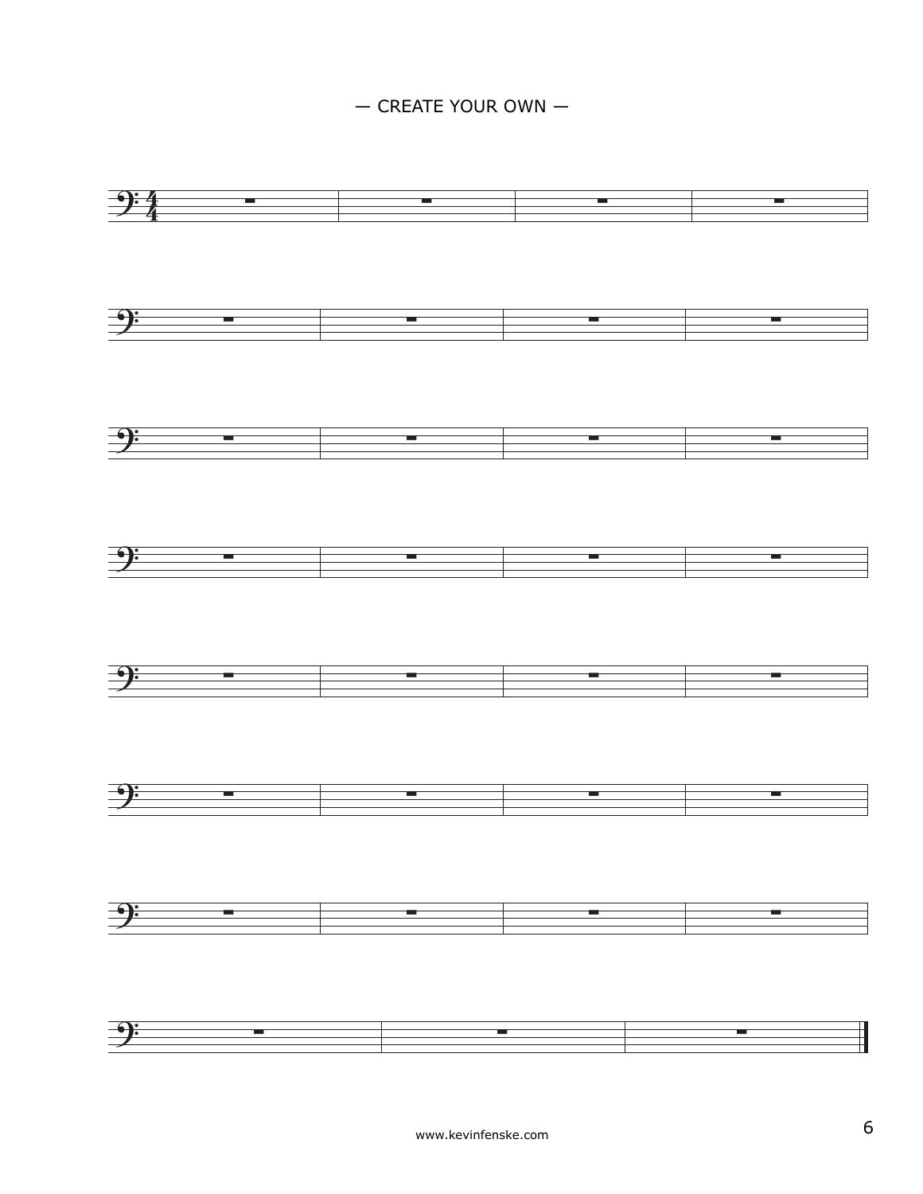— CREATE YOUR OWN —